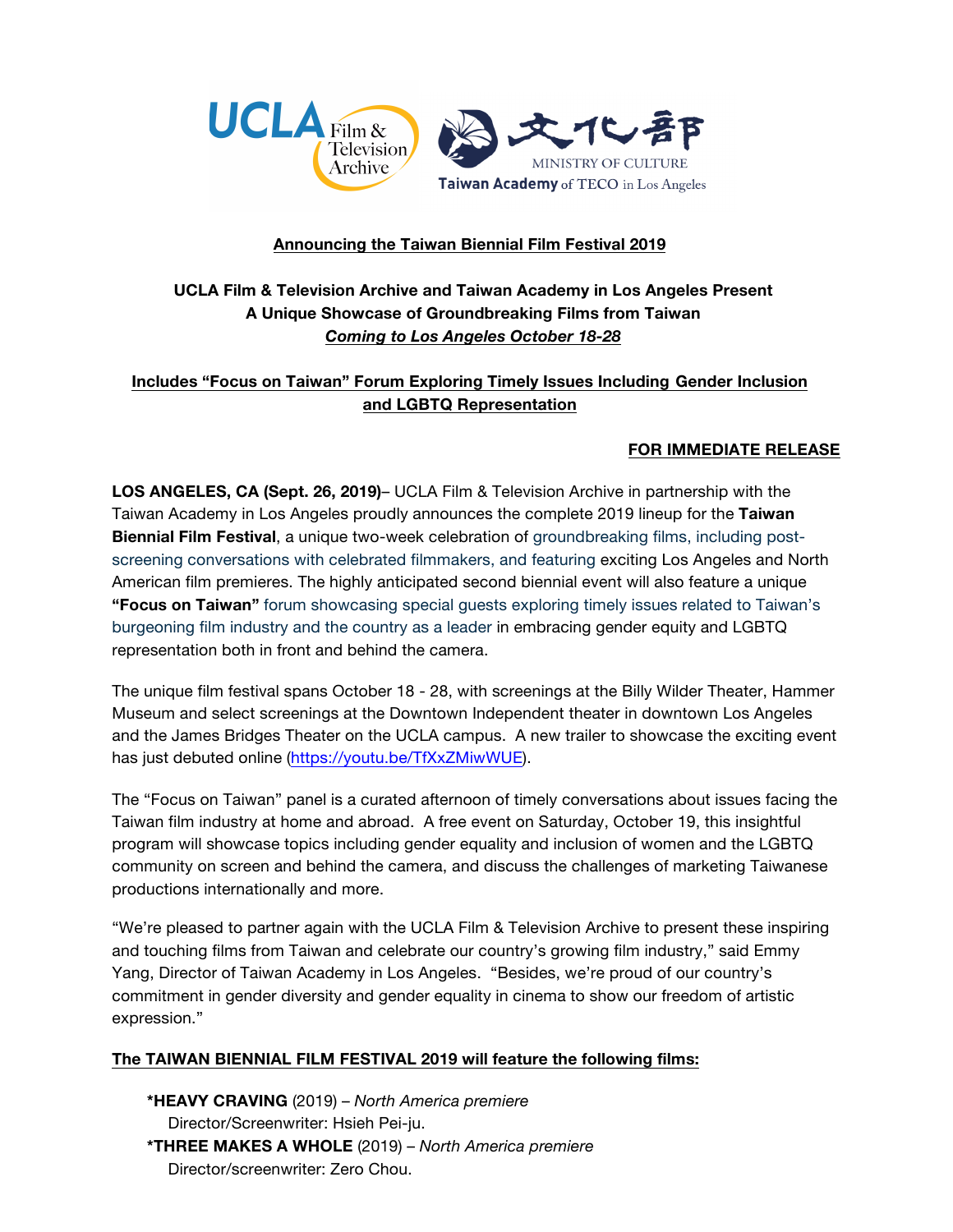UCLA Film & Television Archive

文化部 MINISTRY OF CULTURE
Taiwan Academy of TECO in Los Angeles

## Announcing the Taiwan Biennial Film Festival 2019

### UCLA Film & Television Archive and Taiwan Academy in Los Angeles Present A Unique Showcase of Groundbreaking Films from Taiwan
### *Coming to Los Angeles October 18-28*

### Includes "Focus on Taiwan" Forum Exploring Timely Issues Including Gender Inclusion and LGBTQ Representation

**FOR IMMEDIATE RELEASE**

**LOS ANGELES, CA (Sept. 26, 2019)**– UCLA Film & Television Archive in partnership with the Taiwan Academy in Los Angeles proudly announces the complete 2019 lineup for the **Taiwan Biennial Film Festival**, a unique two-week celebration of groundbreaking films, including post-screening conversations with celebrated filmmakers, and featuring exciting Los Angeles and North American film premieres. The highly anticipated second biennial event will also feature a unique **"Focus on Taiwan"** forum showcasing special guests exploring timely issues related to Taiwan's burgeoning film industry and the country as a leader in embracing gender equity and LGBTQ representation both in front and behind the camera.

The unique film festival spans October 18 - 28, with screenings at the Billy Wilder Theater, Hammer Museum and select screenings at the Downtown Independent theater in downtown Los Angeles and the James Bridges Theater on the UCLA campus. A new trailer to showcase the exciting event has just debuted online (https://youtu.be/TfXxZMiwWUE).

The "Focus on Taiwan" panel is a curated afternoon of timely conversations about issues facing the Taiwan film industry at home and abroad. A free event on Saturday, October 19, this insightful program will showcase topics including gender equality and inclusion of women and the LGBTQ community on screen and behind the camera, and discuss the challenges of marketing Taiwanese productions internationally and more.

"We're pleased to partner again with the UCLA Film & Television Archive to present these inspiring and touching films from Taiwan and celebrate our country's growing film industry," said Emmy Yang, Director of Taiwan Academy in Los Angeles. "Besides, we're proud of our country's commitment in gender diversity and gender equality in cinema to show our freedom of artistic expression."

**The TAIWAN BIENNIAL FILM FESTIVAL 2019 will feature the following films:**

- ***HEAVY CRAVING** (2019) – *North America premiere*
  Director/Screenwriter: Hsieh Pei-ju.
- ***THREE MAKES A WHOLE** (2019) – *North America premiere*
  Director/screenwriter: Zero Chou.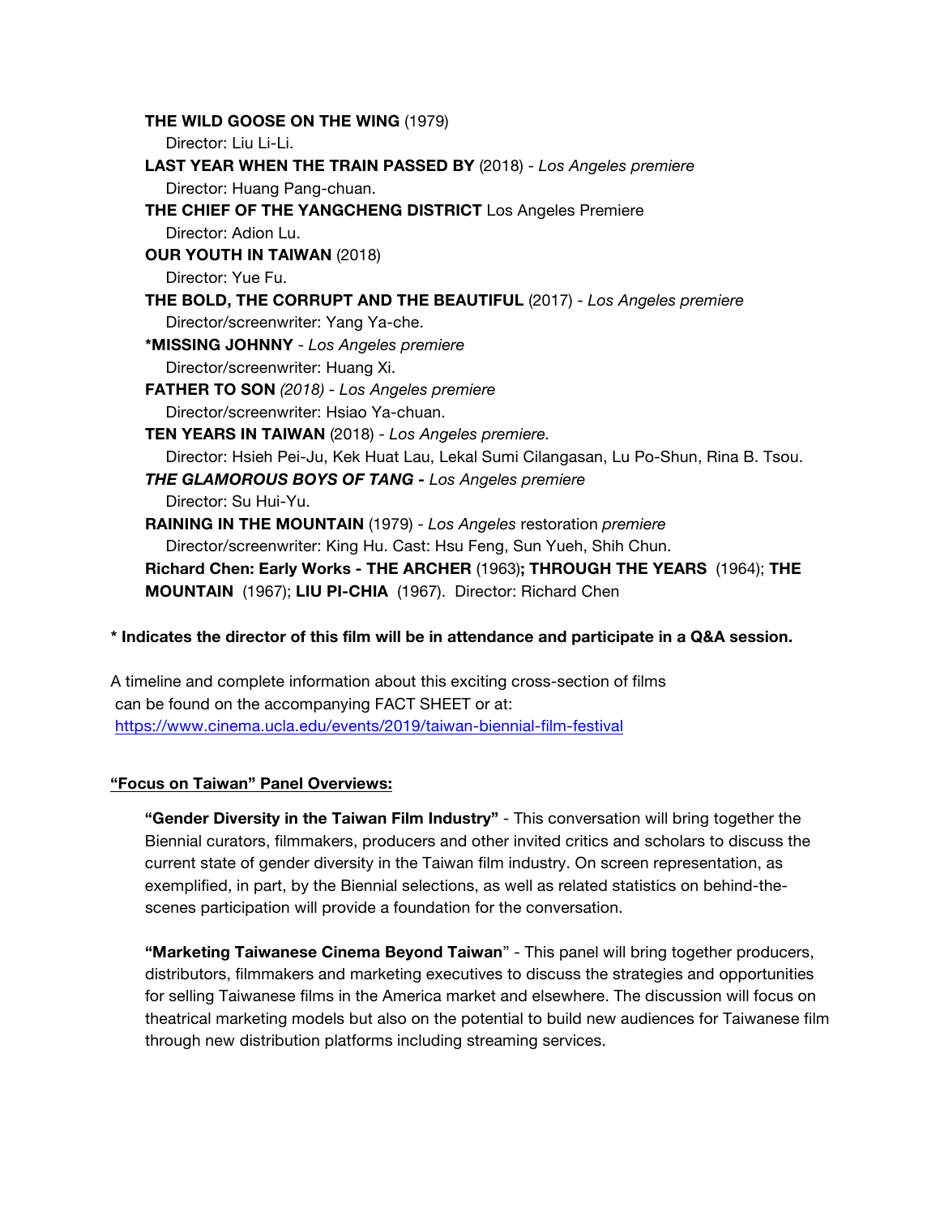**THE WILD GOOSE ON THE WING** (1979)
Director: Liu Li-Li.

**LAST YEAR WHEN THE TRAIN PASSED BY** (2018) - *Los Angeles premiere*
Director: Huang Pang-chuan.

**THE CHIEF OF THE YANGCHENG DISTRICT** Los Angeles Premiere
Director: Adion Lu.

**OUR YOUTH IN TAIWAN** (2018)
Director: Yue Fu.

**THE BOLD, THE CORRUPT AND THE BEAUTIFUL** (2017) - *Los Angeles premiere*
Director/screenwriter: Yang Ya-che.

***MISSING JOHNNY** - *Los Angeles premiere*
Director/screenwriter: Huang Xi.

**FATHER TO SON** *(2018) - Los Angeles premiere*
Director/screenwriter: Hsiao Ya-chuan.

**TEN YEARS IN TAIWAN** (2018) - *Los Angeles premiere.*
Director: Hsieh Pei-Ju, Kek Huat Lau, Lekal Sumi Cilangasan, Lu Po-Shun, Rina B. Tsou.

***THE GLAMOROUS BOYS OF TANG -*** *Los Angeles premiere*
Director: Su Hui-Yu.

**RAINING IN THE MOUNTAIN** (1979) - *Los Angeles* restoration *premiere*
Director/screenwriter: King Hu. Cast: Hsu Feng, Sun Yueh, Shih Chun.

**Richard Chen: Early Works - THE ARCHER** (1963)**; THROUGH THE YEARS** (1964); **THE MOUNTAIN** (1967); **LIU PI-CHIA** (1967). Director: Richard Chen

**\* Indicates the director of this film will be in attendance and participate in a Q&A session.**

A timeline and complete information about this exciting cross-section of films can be found on the accompanying FACT SHEET or at: https://www.cinema.ucla.edu/events/2019/taiwan-biennial-film-festival

**"Focus on Taiwan" Panel Overviews:**

**"Gender Diversity in the Taiwan Film Industry"** - This conversation will bring together the Biennial curators, filmmakers, producers and other invited critics and scholars to discuss the current state of gender diversity in the Taiwan film industry. On screen representation, as exemplified, in part, by the Biennial selections, as well as related statistics on behind-the-scenes participation will provide a foundation for the conversation.

**"Marketing Taiwanese Cinema Beyond Taiwan**" - This panel will bring together producers, distributors, filmmakers and marketing executives to discuss the strategies and opportunities for selling Taiwanese films in the America market and elsewhere. The discussion will focus on theatrical marketing models but also on the potential to build new audiences for Taiwanese film through new distribution platforms including streaming services.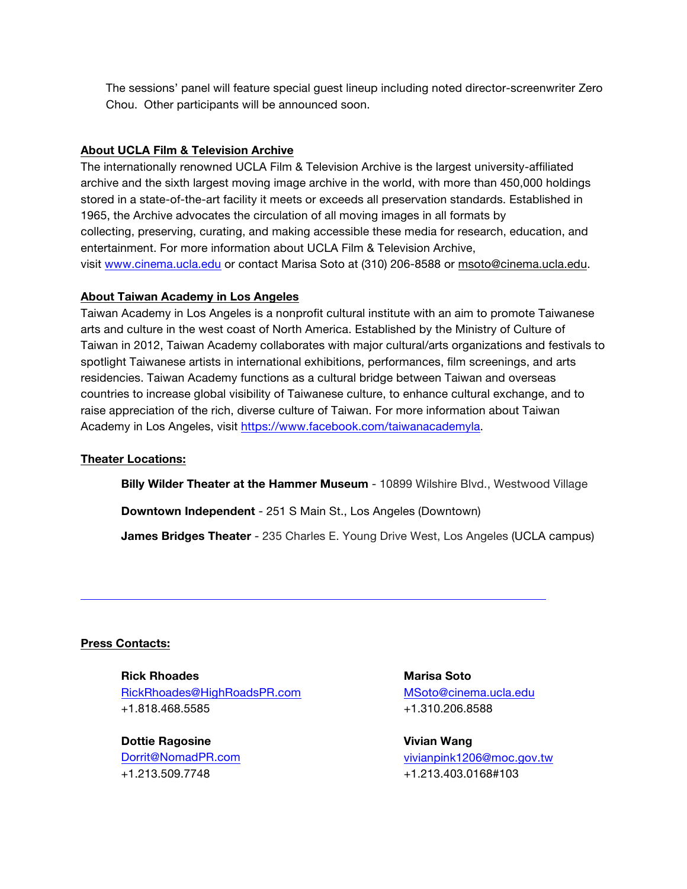The sessions' panel will feature special guest lineup including noted director-screenwriter Zero Chou. Other participants will be announced soon.

**About UCLA Film & Television Archive**

The internationally renowned UCLA Film & Television Archive is the largest university-affiliated archive and the sixth largest moving image archive in the world, with more than 450,000 holdings stored in a state-of-the-art facility it meets or exceeds all preservation standards. Established in 1965, the Archive advocates the circulation of all moving images in all formats by collecting, preserving, curating, and making accessible these media for research, education, and entertainment. For more information about UCLA Film & Television Archive, visit www.cinema.ucla.edu or contact Marisa Soto at (310) 206-8588 or msoto@cinema.ucla.edu.

**About Taiwan Academy in Los Angeles**

Taiwan Academy in Los Angeles is a nonprofit cultural institute with an aim to promote Taiwanese arts and culture in the west coast of North America. Established by the Ministry of Culture of Taiwan in 2012, Taiwan Academy collaborates with major cultural/arts organizations and festivals to spotlight Taiwanese artists in international exhibitions, performances, film screenings, and arts residencies. Taiwan Academy functions as a cultural bridge between Taiwan and overseas countries to increase global visibility of Taiwanese culture, to enhance cultural exchange, and to raise appreciation of the rich, diverse culture of Taiwan. For more information about Taiwan Academy in Los Angeles, visit https://www.facebook.com/taiwanacademyla.

**Theater Locations:**

**Billy Wilder Theater at the Hammer Museum** - 10899 Wilshire Blvd., Westwood Village

**Downtown Independent** - 251 S Main St., Los Angeles (Downtown)

**James Bridges Theater** - 235 Charles E. Young Drive West, Los Angeles (UCLA campus)

---

**Press Contacts:**

**Rick Rhoades**
RickRhoades@HighRoadsPR.com
+1.818.468.5585

**Dottie Ragosine**
Dorrit@NomadPR.com
+1.213.509.7748

**Marisa Soto**
MSoto@cinema.ucla.edu
+1.310.206.8588

**Vivian Wang**
vivianpink1206@moc.gov.tw
+1.213.403.0168#103